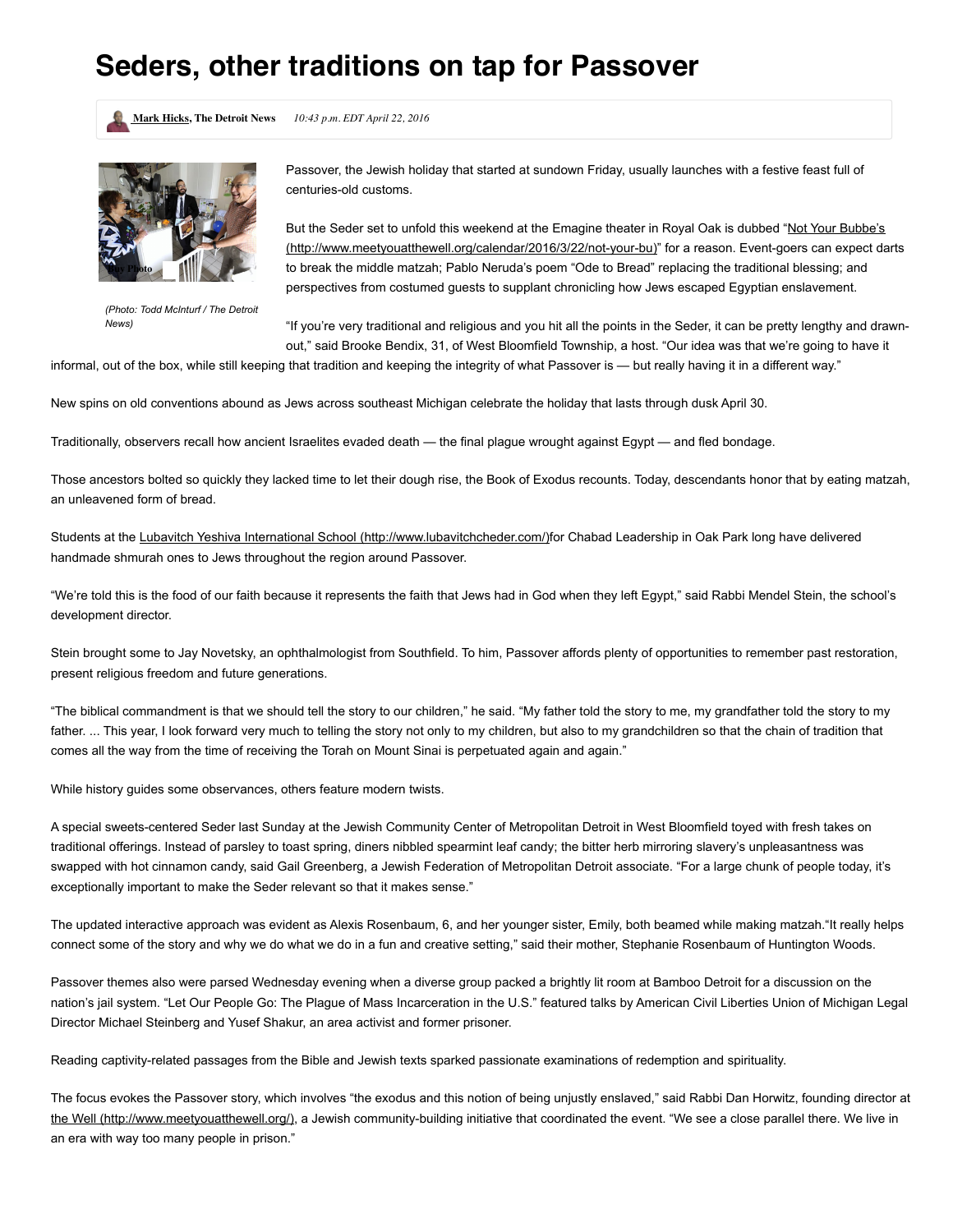# Seders, other traditions on tap for Passover

Mark Hicks, The Detroit News *10:43 p.m. EDT April 22, 2016*

*(Photo: Todd McInturf / The Detroit News)*

Passover, the Jewish holiday that started at sundown Friday, usually launches with a festive feast full of centuries-old customs.

But the Seder set to unfold this weekend at the Emagine theater in Royal Oak is dubbed "Not Your Bubbe's (http://www.meetyouatthewell.org/calendar/2016/3/22/not-your-bu)" for a reason. Event-goers can expect darts to break the middle matzah; Pablo Neruda's poem "Ode to Bread" replacing the traditional blessing; and perspectives from costumed guests to supplant chronicling how Jews escaped Egyptian enslavement.

"If you're very traditional and religious and you hit all the points in the Seder, it can be pretty lengthy and drawn-out," said Brooke Bendix, 31, of West Bloomfield Township, a host. "Our idea was that we're going to have it informal, out of the box, while still keeping that tradition and keeping the integrity of what Passover is — but really having it in a different way."

New spins on old conventions abound as Jews across southeast Michigan celebrate the holiday that lasts through dusk April 30.

Traditionally, observers recall how ancient Israelites evaded death — the final plague wrought against Egypt — and fled bondage.

Those ancestors bolted so quickly they lacked time to let their dough rise, the Book of Exodus recounts. Today, descendants honor that by eating matzah, an unleavened form of bread.

Students at the Lubavitch Yeshiva International School (http://www.lubavitchcheder.com/)for Chabad Leadership in Oak Park long have delivered handmade shmurah ones to Jews throughout the region around Passover.

"We're told this is the food of our faith because it represents the faith that Jews had in God when they left Egypt," said Rabbi Mendel Stein, the school's development director.

Stein brought some to Jay Novetsky, an ophthalmologist from Southfield. To him, Passover affords plenty of opportunities to remember past restoration, present religious freedom and future generations.

"The biblical commandment is that we should tell the story to our children," he said. "My father told the story to me, my grandfather told the story to my father. ... This year, I look forward very much to telling the story not only to my children, but also to my grandchildren so that the chain of tradition that comes all the way from the time of receiving the Torah on Mount Sinai is perpetuated again and again."

While history guides some observances, others feature modern twists.

A special sweets-centered Seder last Sunday at the Jewish Community Center of Metropolitan Detroit in West Bloomfield toyed with fresh takes on traditional offerings. Instead of parsley to toast spring, diners nibbled spearmint leaf candy; the bitter herb mirroring slavery's unpleasantness was swapped with hot cinnamon candy, said Gail Greenberg, a Jewish Federation of Metropolitan Detroit associate. "For a large chunk of people today, it's exceptionally important to make the Seder relevant so that it makes sense."

The updated interactive approach was evident as Alexis Rosenbaum, 6, and her younger sister, Emily, both beamed while making matzah."It really helps connect some of the story and why we do what we do in a fun and creative setting," said their mother, Stephanie Rosenbaum of Huntington Woods.

Passover themes also were parsed Wednesday evening when a diverse group packed a brightly lit room at Bamboo Detroit for a discussion on the nation's jail system. "Let Our People Go: The Plague of Mass Incarceration in the U.S." featured talks by American Civil Liberties Union of Michigan Legal Director Michael Steinberg and Yusef Shakur, an area activist and former prisoner.

Reading captivity-related passages from the Bible and Jewish texts sparked passionate examinations of redemption and spirituality.

The focus evokes the Passover story, which involves "the exodus and this notion of being unjustly enslaved," said Rabbi Dan Horwitz, founding director at the Well (http://www.meetyouatthewell.org/), a Jewish community-building initiative that coordinated the event. "We see a close parallel there. We live in an era with way too many people in prison."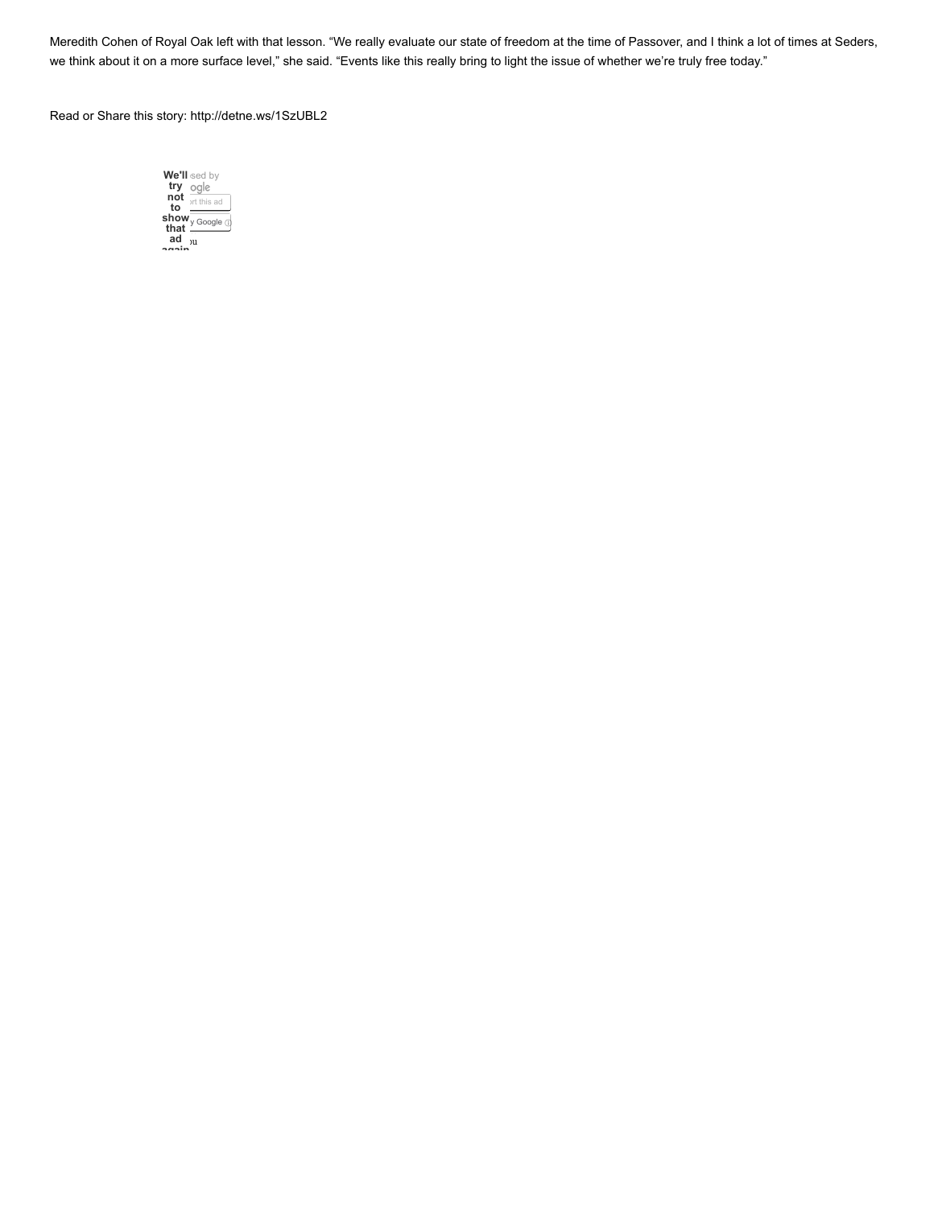Meredith Cohen of Royal Oak left with that lesson. “We really evaluate our state of freedom at the time of Passover, and I think a lot of times at Seders, we think about it on a more surface level,” she said. “Events like this really bring to light the issue of whether we’re truly free today.”

Read or Share this story: http://detne.ws/1SzUBL2